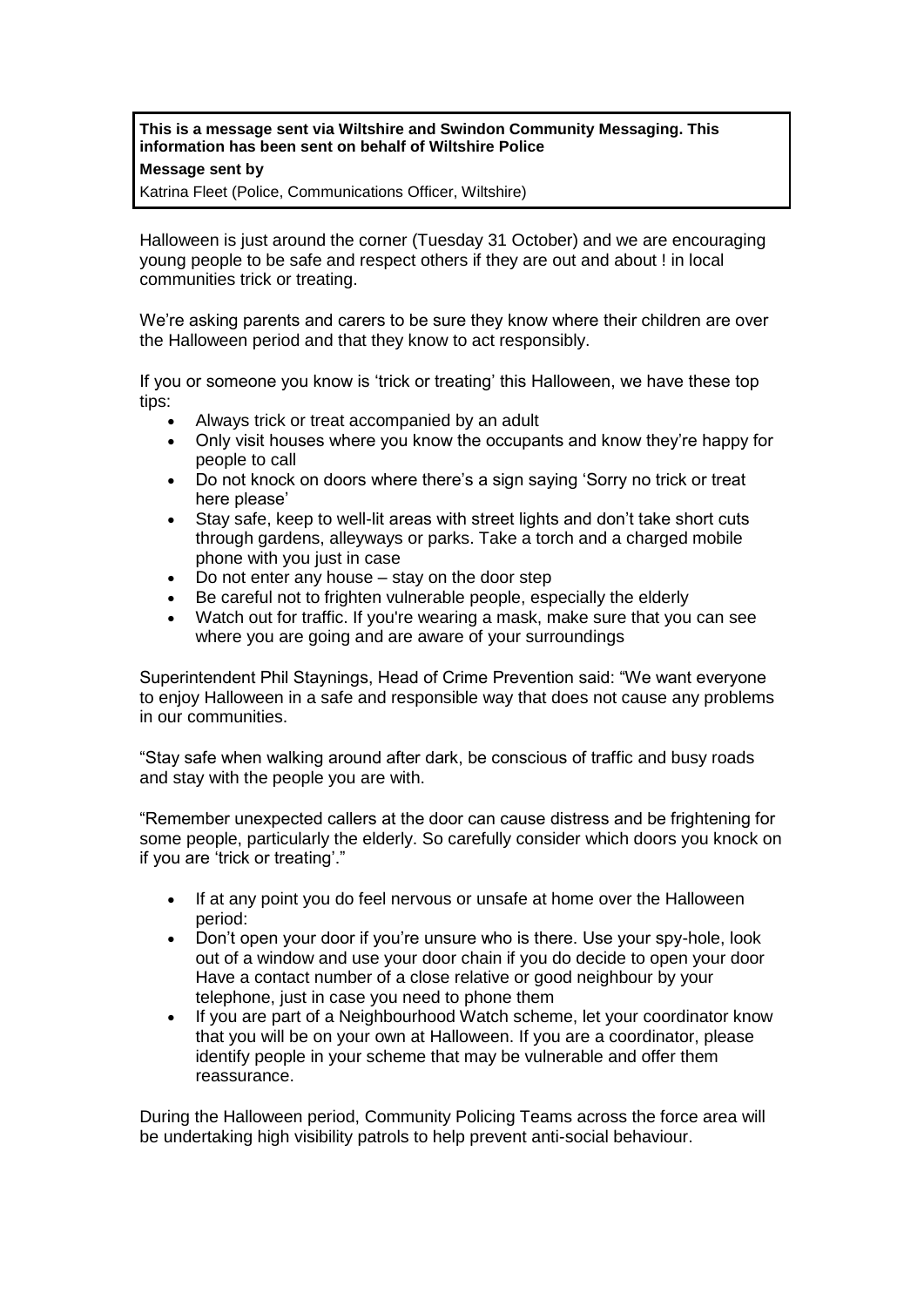**This is a message sent via Wiltshire and Swindon Community Messaging. This information has been sent on behalf of Wiltshire Police**

**Message sent by**

Katrina Fleet (Police, Communications Officer, Wiltshire)

Halloween is just around the corner (Tuesday 31 October) and we are encouraging young people to be safe and respect others if they are out and about ! in local communities trick or treating.

We're asking parents and carers to be sure they know where their children are over the Halloween period and that they know to act responsibly.

If you or someone you know is 'trick or treating' this Halloween, we have these top tips:

- Always trick or treat accompanied by an adult
- Only visit houses where you know the occupants and know they're happy for people to call
- Do not knock on doors where there's a sign saying 'Sorry no trick or treat here please'
- Stay safe, keep to well-lit areas with street lights and don't take short cuts through gardens, alleyways or parks. Take a torch and a charged mobile phone with you just in case
- Do not enter any house – stay on the door step
- Be careful not to frighten vulnerable people, especially the elderly
- Watch out for traffic. If you're wearing a mask, make sure that you can see where you are going and are aware of your surroundings

Superintendent Phil Staynings, Head of Crime Prevention said: "We want everyone to enjoy Halloween in a safe and responsible way that does not cause any problems in our communities.

"Stay safe when walking around after dark, be conscious of traffic and busy roads and stay with the people you are with.

"Remember unexpected callers at the door can cause distress and be frightening for some people, particularly the elderly. So carefully consider which doors you knock on if you are 'trick or treating'."

- If at any point you do feel nervous or unsafe at home over the Halloween period:
- Don't open your door if you're unsure who is there. Use your spy-hole, look out of a window and use your door chain if you do decide to open your door Have a contact number of a close relative or good neighbour by your telephone, just in case you need to phone them
- If you are part of a Neighbourhood Watch scheme, let your coordinator know that you will be on your own at Halloween. If you are a coordinator, please identify people in your scheme that may be vulnerable and offer them reassurance.

During the Halloween period, Community Policing Teams across the force area will be undertaking high visibility patrols to help prevent anti-social behaviour.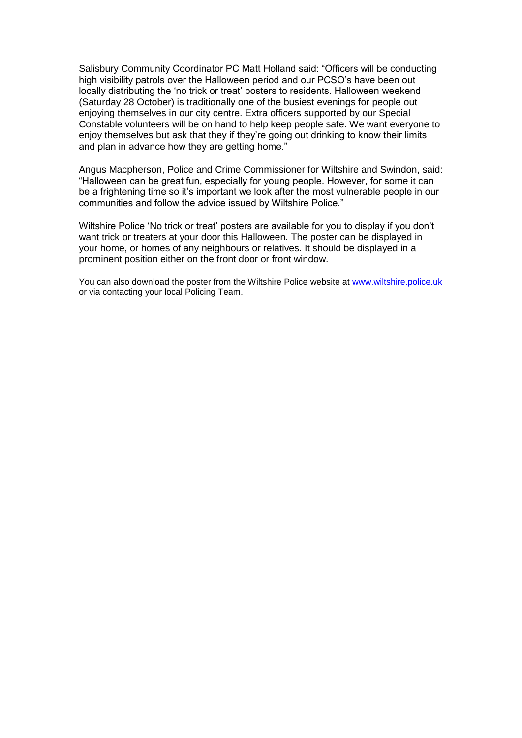Salisbury Community Coordinator PC Matt Holland said: "Officers will be conducting high visibility patrols over the Halloween period and our PCSO's have been out locally distributing the 'no trick or treat' posters to residents. Halloween weekend (Saturday 28 October) is traditionally one of the busiest evenings for people out enjoying themselves in our city centre. Extra officers supported by our Special Constable volunteers will be on hand to help keep people safe. We want everyone to enjoy themselves but ask that they if they're going out drinking to know their limits and plan in advance how they are getting home."

Angus Macpherson, Police and Crime Commissioner for Wiltshire and Swindon, said: "Halloween can be great fun, especially for young people. However, for some it can be a frightening time so it's important we look after the most vulnerable people in our communities and follow the advice issued by Wiltshire Police."

Wiltshire Police 'No trick or treat' posters are available for you to display if you don't want trick or treaters at your door this Halloween. The poster can be displayed in your home, or homes of any neighbours or relatives. It should be displayed in a prominent position either on the front door or front window.

You can also download the poster from the Wiltshire Police website at [www.wiltshire.police.uk](http://www.wiltshire.police.uk) or via contacting your local Policing Team.